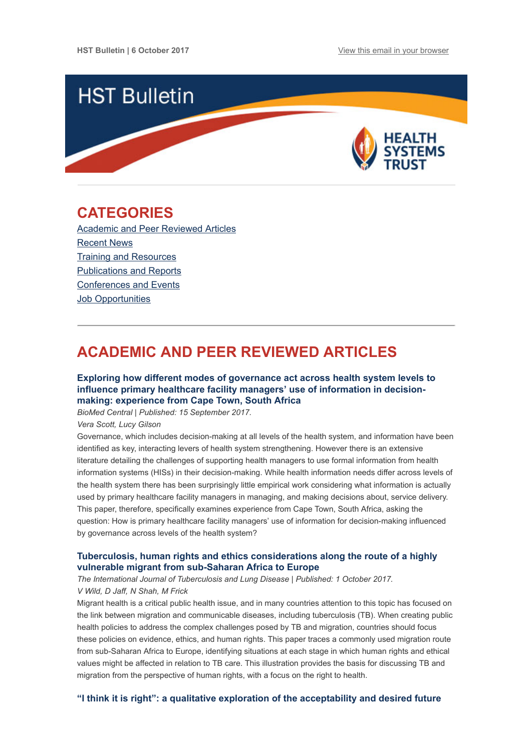HST Bulletin | 6 October 2017

View this email in your browser

# HST Bulletin

HEALTH SYSTEMS TRUST

## CATEGORIES

Academic and Peer Reviewed Articles
Recent News
Training and Resources
Publications and Reports
Conferences and Events
Job Opportunities

## ACADEMIC AND PEER REVIEWED ARTICLES

### Exploring how different modes of governance act across health system levels to influence primary healthcare facility managers' use of information in decision-making: experience from Cape Town, South Africa

*BioMed Central | Published: 15 September 2017.*

*Vera Scott, Lucy Gilson*

Governance, which includes decision-making at all levels of the health system, and information have been identified as key, interacting levers of health system strengthening. However there is an extensive literature detailing the challenges of supporting health managers to use formal information from health information systems (HISs) in their decision-making. While health information needs differ across levels of the health system there has been surprisingly little empirical work considering what information is actually used by primary healthcare facility managers in managing, and making decisions about, service delivery. This paper, therefore, specifically examines experience from Cape Town, South Africa, asking the question: How is primary healthcare facility managers' use of information for decision-making influenced by governance across levels of the health system?

### Tuberculosis, human rights and ethics considerations along the route of a highly vulnerable migrant from sub-Saharan Africa to Europe

*The International Journal of Tuberculosis and Lung Disease | Published: 1 October 2017.*

*V Wild, D Jaff, N Shah, M Frick*

Migrant health is a critical public health issue, and in many countries attention to this topic has focused on the link between migration and communicable diseases, including tuberculosis (TB). When creating public health policies to address the complex challenges posed by TB and migration, countries should focus these policies on evidence, ethics, and human rights. This paper traces a commonly used migration route from sub-Saharan Africa to Europe, identifying situations at each stage in which human rights and ethical values might be affected in relation to TB care. This illustration provides the basis for discussing TB and migration from the perspective of human rights, with a focus on the right to health.

### "I think it is right": a qualitative exploration of the acceptability and desired future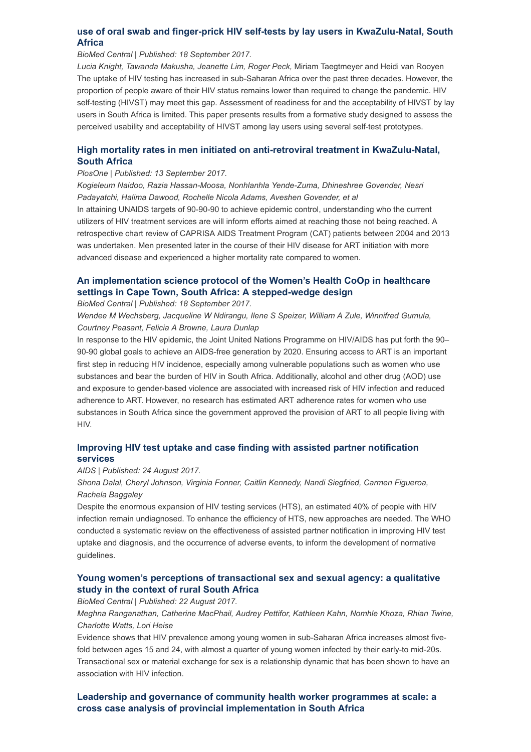### use of oral swab and finger-prick HIV self-tests by lay users in KwaZulu-Natal, South Africa

*BioMed Central | Published: 18 September 2017.*

*Lucia Knight, Tawanda Makusha, Jeanette Lim, Roger Peck,* Miriam Taegtmeyer and Heidi van Rooyen

The uptake of HIV testing has increased in sub-Saharan Africa over the past three decades. However, the proportion of people aware of their HIV status remains lower than required to change the pandemic. HIV self-testing (HIVST) may meet this gap. Assessment of readiness for and the acceptability of HIVST by lay users in South Africa is limited. This paper presents results from a formative study designed to assess the perceived usability and acceptability of HIVST among lay users using several self-test prototypes.

### High mortality rates in men initiated on anti-retroviral treatment in KwaZulu-Natal, South Africa

*PlosOne | Published: 13 September 2017.*

*Kogieleum Naidoo, Razia Hassan-Moosa, Nonhlanhla Yende-Zuma, Dhineshree Govender, Nesri Padayatchi, Halima Dawood, Rochelle Nicola Adams, Aveshen Govender, et al*

In attaining UNAIDS targets of 90-90-90 to achieve epidemic control, understanding who the current utilizers of HIV treatment services are will inform efforts aimed at reaching those not being reached. A retrospective chart review of CAPRISA AIDS Treatment Program (CAT) patients between 2004 and 2013 was undertaken. Men presented later in the course of their HIV disease for ART initiation with more advanced disease and experienced a higher mortality rate compared to women.

### An implementation science protocol of the Women's Health CoOp in healthcare settings in Cape Town, South Africa: A stepped-wedge design

*BioMed Central | Published: 18 September 2017.*

*Wendee M Wechsberg, Jacqueline W Ndirangu, Ilene S Speizer, William A Zule, Winnifred Gumula, Courtney Peasant, Felicia A Browne, Laura Dunlap*

In response to the HIV epidemic, the Joint United Nations Programme on HIV/AIDS has put forth the 90–90-90 global goals to achieve an AIDS-free generation by 2020. Ensuring access to ART is an important first step in reducing HIV incidence, especially among vulnerable populations such as women who use substances and bear the burden of HIV in South Africa. Additionally, alcohol and other drug (AOD) use and exposure to gender-based violence are associated with increased risk of HIV infection and reduced adherence to ART. However, no research has estimated ART adherence rates for women who use substances in South Africa since the government approved the provision of ART to all people living with HIV.

### Improving HIV test uptake and case finding with assisted partner notification services

*AIDS | Published: 24 August 2017.*

*Shona Dalal, Cheryl Johnson, Virginia Fonner, Caitlin Kennedy, Nandi Siegfried, Carmen Figueroa, Rachela Baggaley*

Despite the enormous expansion of HIV testing services (HTS), an estimated 40% of people with HIV infection remain undiagnosed. To enhance the efficiency of HTS, new approaches are needed. The WHO conducted a systematic review on the effectiveness of assisted partner notification in improving HIV test uptake and diagnosis, and the occurrence of adverse events, to inform the development of normative guidelines.

### Young women's perceptions of transactional sex and sexual agency: a qualitative study in the context of rural South Africa

*BioMed Central | Published: 22 August 2017.*

*Meghna Ranganathan, Catherine MacPhail, Audrey Pettifor, Kathleen Kahn, Nomhle Khoza, Rhian Twine, Charlotte Watts, Lori Heise*

Evidence shows that HIV prevalence among young women in sub-Saharan Africa increases almost five-fold between ages 15 and 24, with almost a quarter of young women infected by their early-to mid-20s. Transactional sex or material exchange for sex is a relationship dynamic that has been shown to have an association with HIV infection.

### Leadership and governance of community health worker programmes at scale: a cross case analysis of provincial implementation in South Africa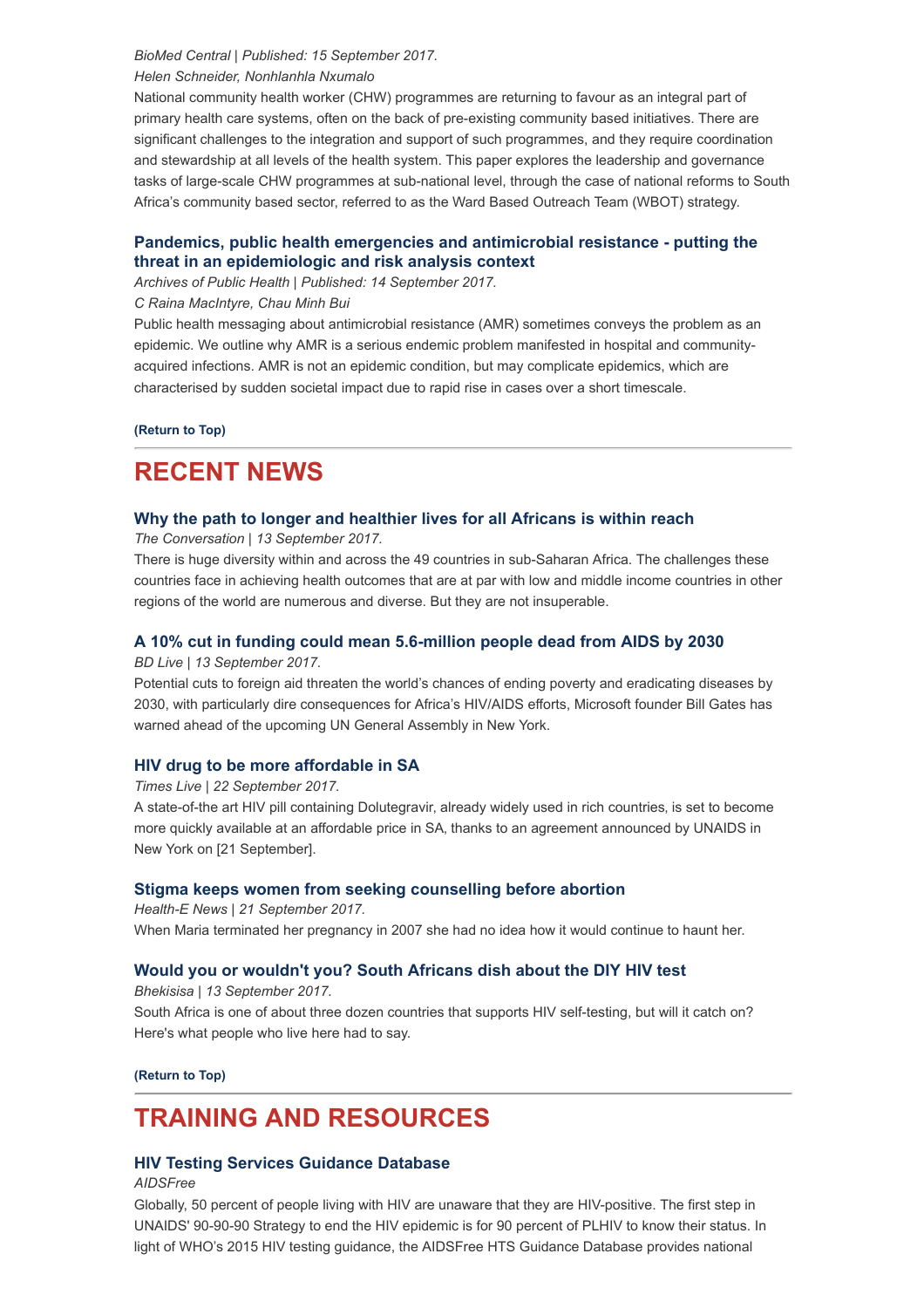*BioMed Central | Published: 15 September 2017.*

*Helen Schneider, Nonhlanhla Nxumalo*

National community health worker (CHW) programmes are returning to favour as an integral part of primary health care systems, often on the back of pre-existing community based initiatives. There are significant challenges to the integration and support of such programmes, and they require coordination and stewardship at all levels of the health system. This paper explores the leadership and governance tasks of large-scale CHW programmes at sub-national level, through the case of national reforms to South Africa's community based sector, referred to as the Ward Based Outreach Team (WBOT) strategy.

### Pandemics, public health emergencies and antimicrobial resistance - putting the threat in an epidemiologic and risk analysis context

*Archives of Public Health | Published: 14 September 2017.*

*C Raina MacIntyre, Chau Minh Bui*

Public health messaging about antimicrobial resistance (AMR) sometimes conveys the problem as an epidemic. We outline why AMR is a serious endemic problem manifested in hospital and community-acquired infections. AMR is not an epidemic condition, but may complicate epidemics, which are characterised by sudden societal impact due to rapid rise in cases over a short timescale.

**(Return to Top)**

## RECENT NEWS

### Why the path to longer and healthier lives for all Africans is within reach

*The Conversation | 13 September 2017.*

There is huge diversity within and across the 49 countries in sub-Saharan Africa. The challenges these countries face in achieving health outcomes that are at par with low and middle income countries in other regions of the world are numerous and diverse. But they are not insuperable.

### A 10% cut in funding could mean 5.6-million people dead from AIDS by 2030

*BD Live | 13 September 2017.*

Potential cuts to foreign aid threaten the world's chances of ending poverty and eradicating diseases by 2030, with particularly dire consequences for Africa's HIV/AIDS efforts, Microsoft founder Bill Gates has warned ahead of the upcoming UN General Assembly in New York.

### HIV drug to be more affordable in SA

*Times Live | 22 September 2017.*

A state-of-the art HIV pill containing Dolutegravir, already widely used in rich countries, is set to become more quickly available at an affordable price in SA, thanks to an agreement announced by UNAIDS in New York on [21 September].

### Stigma keeps women from seeking counselling before abortion

*Health-E News | 21 September 2017.*

When Maria terminated her pregnancy in 2007 she had no idea how it would continue to haunt her.

### Would you or wouldn't you? South Africans dish about the DIY HIV test

*Bhekisisa | 13 September 2017.*

South Africa is one of about three dozen countries that supports HIV self-testing, but will it catch on? Here's what people who live here had to say.

**(Return to Top)**

## TRAINING AND RESOURCES

### HIV Testing Services Guidance Database

*AIDSFree*

Globally, 50 percent of people living with HIV are unaware that they are HIV-positive. The first step in UNAIDS' 90-90-90 Strategy to end the HIV epidemic is for 90 percent of PLHIV to know their status. In light of WHO's 2015 HIV testing guidance, the AIDSFree HTS Guidance Database provides national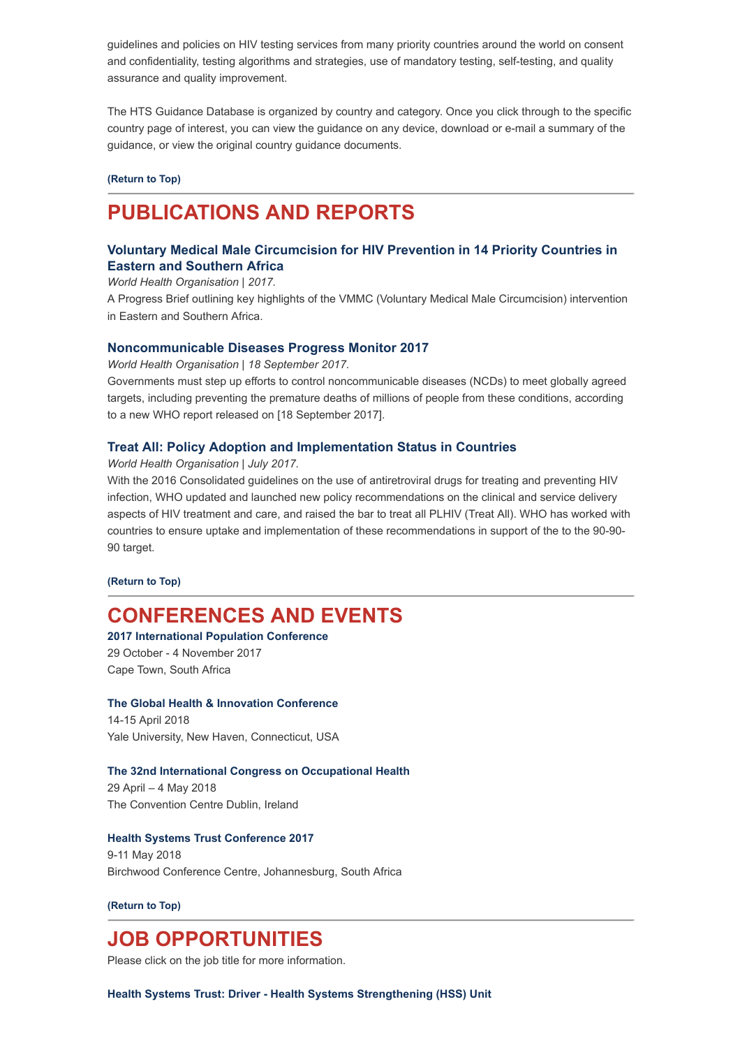guidelines and policies on HIV testing services from many priority countries around the world on consent and confidentiality, testing algorithms and strategies, use of mandatory testing, self-testing, and quality assurance and quality improvement.

The HTS Guidance Database is organized by country and category. Once you click through to the specific country page of interest, you can view the guidance on any device, download or e-mail a summary of the guidance, or view the original country guidance documents.

**(Return to Top)**

# PUBLICATIONS AND REPORTS

### Voluntary Medical Male Circumcision for HIV Prevention in 14 Priority Countries in Eastern and Southern Africa

*World Health Organisation* | *2017.*

A Progress Brief outlining key highlights of the VMMC (Voluntary Medical Male Circumcision) intervention in Eastern and Southern Africa.

### Noncommunicable Diseases Progress Monitor 2017

*World Health Organisation* | *18 September 2017.*

Governments must step up efforts to control noncommunicable diseases (NCDs) to meet globally agreed targets, including preventing the premature deaths of millions of people from these conditions, according to a new WHO report released on [18 September 2017].

### Treat All: Policy Adoption and Implementation Status in Countries

*World Health Organisation* | *July 2017.*

With the 2016 Consolidated guidelines on the use of antiretroviral drugs for treating and preventing HIV infection, WHO updated and launched new policy recommendations on the clinical and service delivery aspects of HIV treatment and care, and raised the bar to treat all PLHIV (Treat All). WHO has worked with countries to ensure uptake and implementation of these recommendations in support of the to the 90-90-90 target.

**(Return to Top)**

# CONFERENCES AND EVENTS

**2017 International Population Conference**
29 October - 4 November 2017
Cape Town, South Africa

**The Global Health & Innovation Conference**
14-15 April 2018
Yale University, New Haven, Connecticut, USA

**The 32nd International Congress on Occupational Health**
29 April – 4 May 2018
The Convention Centre Dublin, Ireland

**Health Systems Trust Conference 2017**
9-11 May 2018
Birchwood Conference Centre, Johannesburg, South Africa

**(Return to Top)**

# JOB OPPORTUNITIES

Please click on the job title for more information.

**Health Systems Trust: Driver - Health Systems Strengthening (HSS) Unit**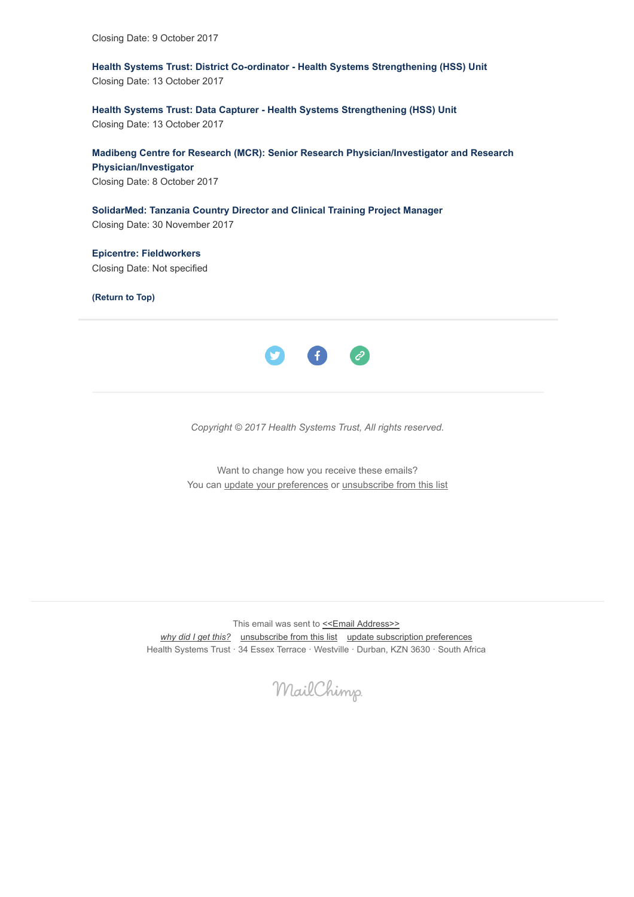Closing Date: 9 October 2017

**Health Systems Trust: District Co-ordinator - Health Systems Strengthening (HSS) Unit**
Closing Date: 13 October 2017

**Health Systems Trust: Data Capturer - Health Systems Strengthening (HSS) Unit**
Closing Date: 13 October 2017

**Madibeng Centre for Research (MCR): Senior Research Physician/Investigator and Research Physician/Investigator**
Closing Date: 8 October 2017

**SolidarMed: Tanzania Country Director and Clinical Training Project Manager**
Closing Date: 30 November 2017

**Epicentre: Fieldworkers**
Closing Date: Not specified

**(Return to Top)**

---

*Copyright © 2017 Health Systems Trust, All rights reserved.*

Want to change how you receive these emails?
You can update your preferences or unsubscribe from this list

---

This email was sent to <<Email Address>>
*why did I get this?* unsubscribe from this list update subscription preferences
Health Systems Trust · 34 Essex Terrace · Westville · Durban, KZN 3630 · South Africa

MailChimp